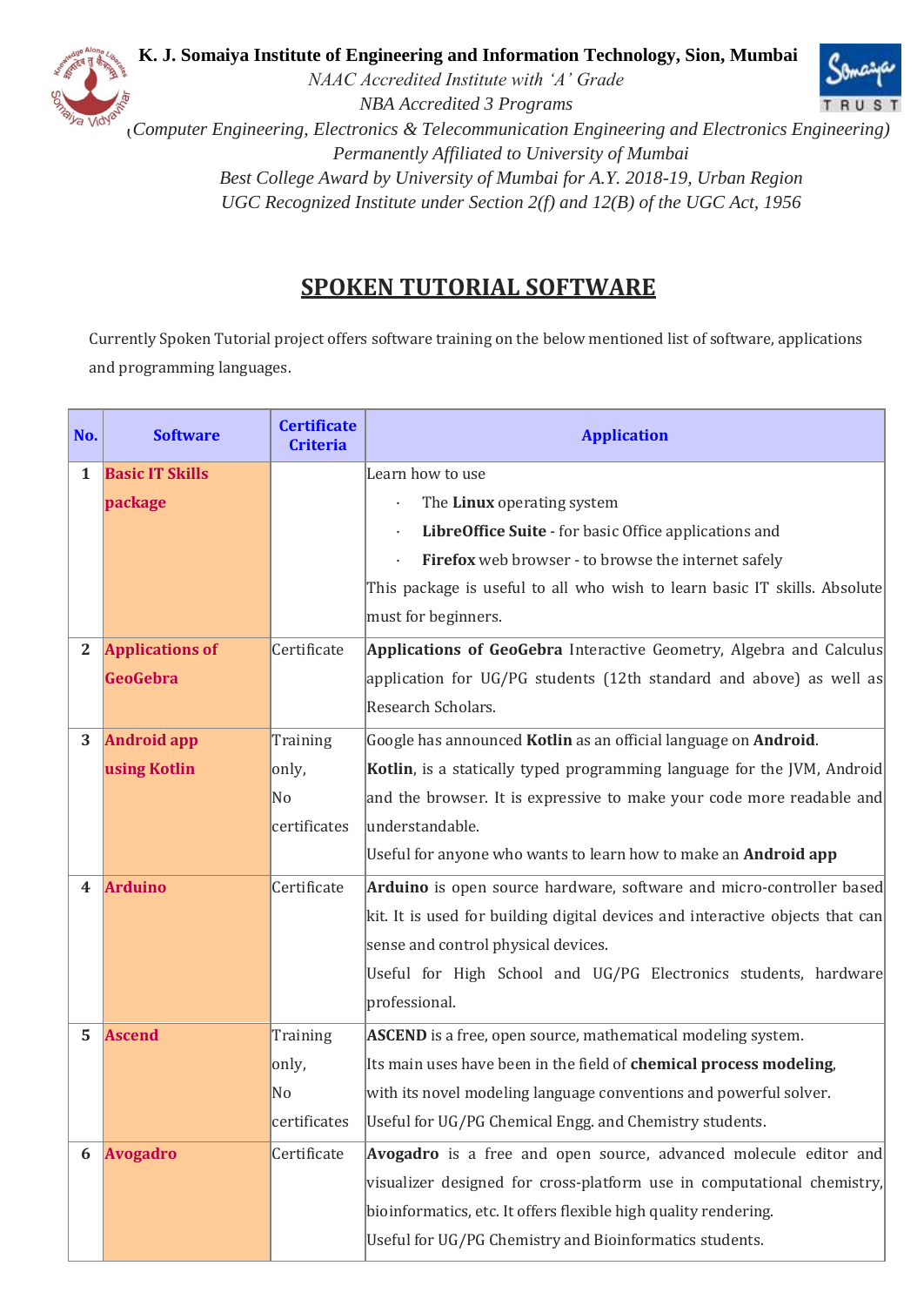**K. J. Somaiya Institute of Engineering and Information Technology, Sion, Mumbai**

*NAAC Accredited Institute with 'A' Grade*

*NBA Accredited 3 Programs*

*(Computer Engineering, Electronics & Telecommunication Engineering and Electronics Engineering)*

*Permanently Affiliated to University of Mumbai*

*Best College Award by University of Mumbai for A.Y. 2018-19, Urban Region*

*UGC Recognized Institute under Section 2(f) and 12(B) of the UGC Act, 1956*

# SPOKEN TUTORIAL SOFTWARE

Currently Spoken Tutorial project offers software training on the below mentioned list of software, applications and programming languages.

| No. | Software | Certificate Criteria | Application |
|---|---|---|---|
| 1 | **Basic IT Skills package** | | Learn how to use<br>· The **Linux** operating system<br>· **LibreOffice Suite** - for basic Office applications and<br>· **Firefox** web browser - to browse the internet safely<br>This package is useful to all who wish to learn basic IT skills. Absolute must for beginners. |
| 2 | **Applications of GeoGebra** | Certificate | **Applications of GeoGebra** Interactive Geometry, Algebra and Calculus application for UG/PG students (12th standard and above) as well as Research Scholars. |
| 3 | **Android app using Kotlin** | Training only, No certificates | Google has announced **Kotlin** as an official language on **Android**.<br>**Kotlin**, is a statically typed programming language for the JVM, Android and the browser. It is expressive to make your code more readable and understandable.<br>Useful for anyone who wants to learn how to make an **Android app** |
| 4 | **Arduino** | Certificate | **Arduino** is open source hardware, software and micro-controller based kit. It is used for building digital devices and interactive objects that can sense and control physical devices.<br>Useful for High School and UG/PG Electronics students, hardware professional. |
| 5 | **Ascend** | Training only, No certificates | **ASCEND** is a free, open source, mathematical modeling system.<br>Its main uses have been in the field of **chemical process modeling**, with its novel modeling language conventions and powerful solver.<br>Useful for UG/PG Chemical Engg. and Chemistry students. |
| 6 | **Avogadro** | Certificate | **Avogadro** is a free and open source, advanced molecule editor and visualizer designed for cross-platform use in computational chemistry, bioinformatics, etc. It offers flexible high quality rendering.<br>Useful for UG/PG Chemistry and Bioinformatics students. |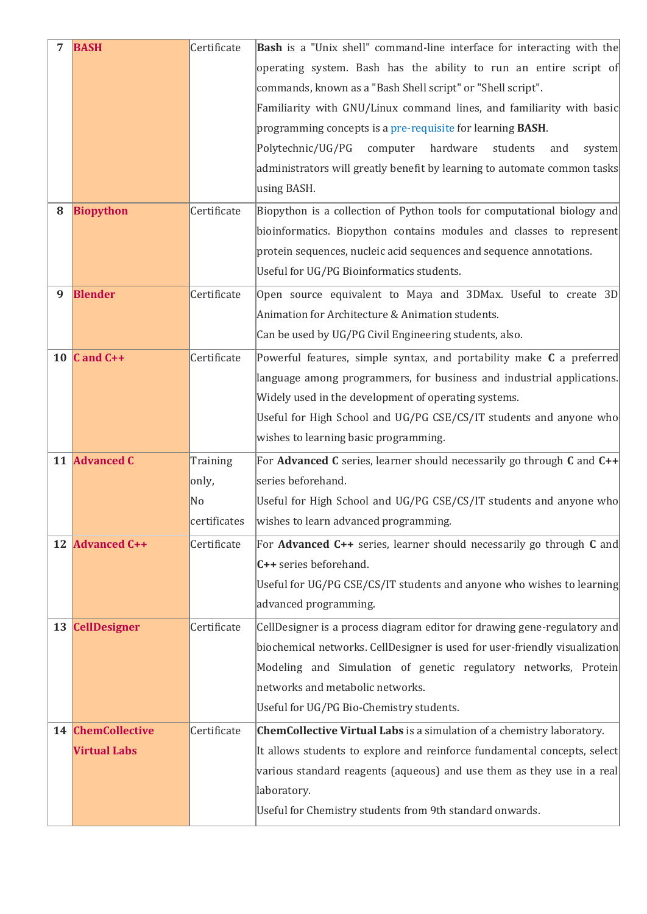| 7 | **BASH** | Certificate | **Bash** is a "Unix shell" command-line interface for interacting with the operating system. Bash has the ability to run an entire script of commands, known as a "Bash Shell script" or "Shell script".<br>Familiarity with GNU/Linux command lines, and familiarity with basic programming concepts is a pre-requisite for learning **BASH**.<br>Polytechnic/UG/PG computer hardware students and system administrators will greatly benefit by learning to automate common tasks using BASH. |
|---|---|---|---|
| 8 | **Biopython** | Certificate | Biopython is a collection of Python tools for computational biology and bioinformatics. Biopython contains modules and classes to represent protein sequences, nucleic acid sequences and sequence annotations.<br>Useful for UG/PG Bioinformatics students. |
| 9 | **Blender** | Certificate | Open source equivalent to Maya and 3DMax. Useful to create 3D Animation for Architecture & Animation students.<br>Can be used by UG/PG Civil Engineering students, also. |
| 10 | **C and C++** | Certificate | Powerful features, simple syntax, and portability make **C** a preferred language among programmers, for business and industrial applications. Widely used in the development of operating systems.<br>Useful for High School and UG/PG CSE/CS/IT students and anyone who wishes to learning basic programming. |
| 11 | **Advanced C** | Training only, No certificates | For **Advanced C** series, learner should necessarily go through **C** and **C++** series beforehand.<br>Useful for High School and UG/PG CSE/CS/IT students and anyone who wishes to learn advanced programming. |
| 12 | **Advanced C++** | Certificate | For **Advanced C++** series, learner should necessarily go through **C** and **C++** series beforehand.<br>Useful for UG/PG CSE/CS/IT students and anyone who wishes to learning advanced programming. |
| 13 | **CellDesigner** | Certificate | CellDesigner is a process diagram editor for drawing gene-regulatory and biochemical networks. CellDesigner is used for user-friendly visualization Modeling and Simulation of genetic regulatory networks, Protein networks and metabolic networks.<br>Useful for UG/PG Bio-Chemistry students. |
| 14 | **ChemCollective Virtual Labs** | Certificate | **ChemCollective Virtual Labs** is a simulation of a chemistry laboratory.<br>It allows students to explore and reinforce fundamental concepts, select various standard reagents (aqueous) and use them as they use in a real laboratory.<br>Useful for Chemistry students from 9th standard onwards. |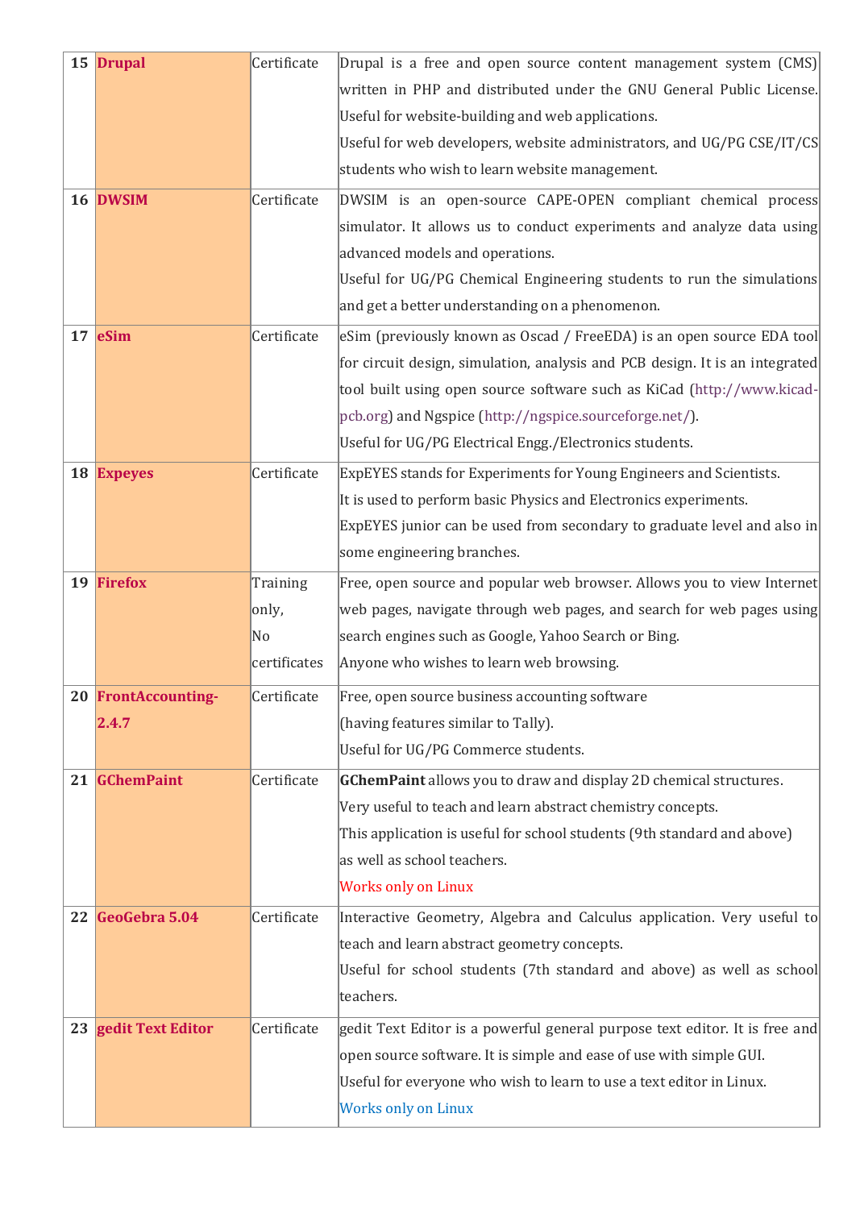| 15 | **Drupal** | Certificate | Drupal is a free and open source content management system (CMS) written in PHP and distributed under the GNU General Public License. Useful for website-building and web applications.<br>Useful for web developers, website administrators, and UG/PG CSE/IT/CS students who wish to learn website management. |
|---|---|---|---|
| 16 | **DWSIM** | Certificate | DWSIM is an open-source CAPE-OPEN compliant chemical process simulator. It allows us to conduct experiments and analyze data using advanced models and operations.<br>Useful for UG/PG Chemical Engineering students to run the simulations and get a better understanding on a phenomenon. |
| 17 | **eSim** | Certificate | eSim (previously known as Oscad / FreeEDA) is an open source EDA tool for circuit design, simulation, analysis and PCB design. It is an integrated tool built using open source software such as KiCad (http://www.kicad-pcb.org) and Ngspice (http://ngspice.sourceforge.net/).<br>Useful for UG/PG Electrical Engg./Electronics students. |
| 18 | **Expeyes** | Certificate | ExpEYES stands for Experiments for Young Engineers and Scientists.<br>It is used to perform basic Physics and Electronics experiments.<br>ExpEYES junior can be used from secondary to graduate level and also in some engineering branches. |
| 19 | **Firefox** | Training only, No certificates | Free, open source and popular web browser. Allows you to view Internet web pages, navigate through web pages, and search for web pages using search engines such as Google, Yahoo Search or Bing.<br>Anyone who wishes to learn web browsing. |
| 20 | **FrontAccounting-2.4.7** | Certificate | Free, open source business accounting software<br>(having features similar to Tally).<br>Useful for UG/PG Commerce students. |
| 21 | **GChemPaint** | Certificate | **GChemPaint** allows you to draw and display 2D chemical structures.<br>Very useful to teach and learn abstract chemistry concepts.<br>This application is useful for school students (9th standard and above) as well as school teachers.<br>Works only on Linux |
| 22 | **GeoGebra 5.04** | Certificate | Interactive Geometry, Algebra and Calculus application. Very useful to teach and learn abstract geometry concepts.<br>Useful for school students (7th standard and above) as well as school teachers. |
| 23 | **gedit Text Editor** | Certificate | gedit Text Editor is a powerful general purpose text editor. It is free and open source software. It is simple and ease of use with simple GUI.<br>Useful for everyone who wish to learn to use a text editor in Linux.<br>Works only on Linux |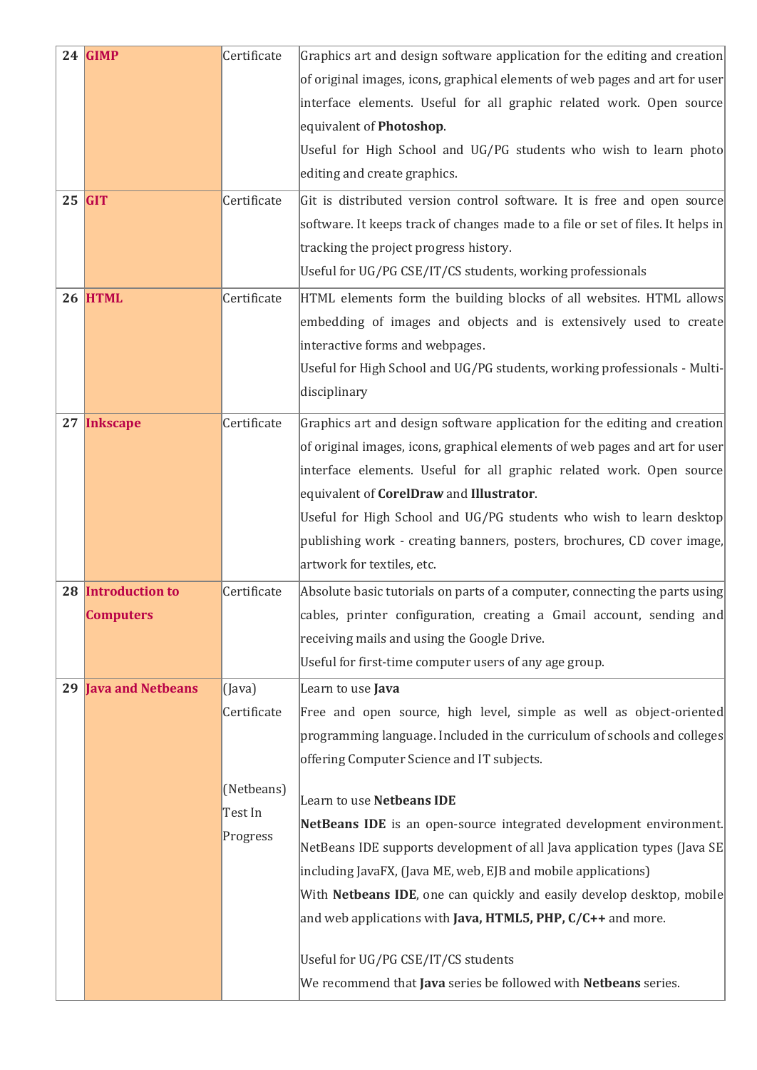| | | | |
|---|---|---|---|
| 24 | **GIMP** | Certificate | Graphics art and design software application for the editing and creation of original images, icons, graphical elements of web pages and art for user interface elements. Useful for all graphic related work. Open source equivalent of **Photoshop**.<br>Useful for High School and UG/PG students who wish to learn photo editing and create graphics. |
| 25 | **GIT** | Certificate | Git is distributed version control software. It is free and open source software. It keeps track of changes made to a file or set of files. It helps in tracking the project progress history.<br>Useful for UG/PG CSE/IT/CS students, working professionals |
| 26 | **HTML** | Certificate | HTML elements form the building blocks of all websites. HTML allows embedding of images and objects and is extensively used to create interactive forms and webpages.<br>Useful for High School and UG/PG students, working professionals - Multi-disciplinary |
| 27 | **Inkscape** | Certificate | Graphics art and design software application for the editing and creation of original images, icons, graphical elements of web pages and art for user interface elements. Useful for all graphic related work. Open source equivalent of **CorelDraw** and **Illustrator**.<br>Useful for High School and UG/PG students who wish to learn desktop publishing work - creating banners, posters, brochures, CD cover image, artwork for textiles, etc. |
| 28 | **Introduction to Computers** | Certificate | Absolute basic tutorials on parts of a computer, connecting the parts using cables, printer configuration, creating a Gmail account, sending and receiving mails and using the Google Drive.<br>Useful for first-time computer users of any age group. |
| 29 | **Java and Netbeans** | (Java) Certificate<br><br>(Netbeans) Test In Progress | Learn to use **Java**<br>Free and open source, high level, simple as well as object-oriented programming language. Included in the curriculum of schools and colleges offering Computer Science and IT subjects.<br><br>Learn to use **Netbeans IDE**<br>**NetBeans IDE** is an open-source integrated development environment. NetBeans IDE supports development of all Java application types (Java SE including JavaFX, (Java ME, web, EJB and mobile applications)<br>With **Netbeans IDE**, one can quickly and easily develop desktop, mobile and web applications with **Java, HTML5, PHP, C/C++** and more.<br><br>Useful for UG/PG CSE/IT/CS students<br>We recommend that **Java** series be followed with **Netbeans** series. |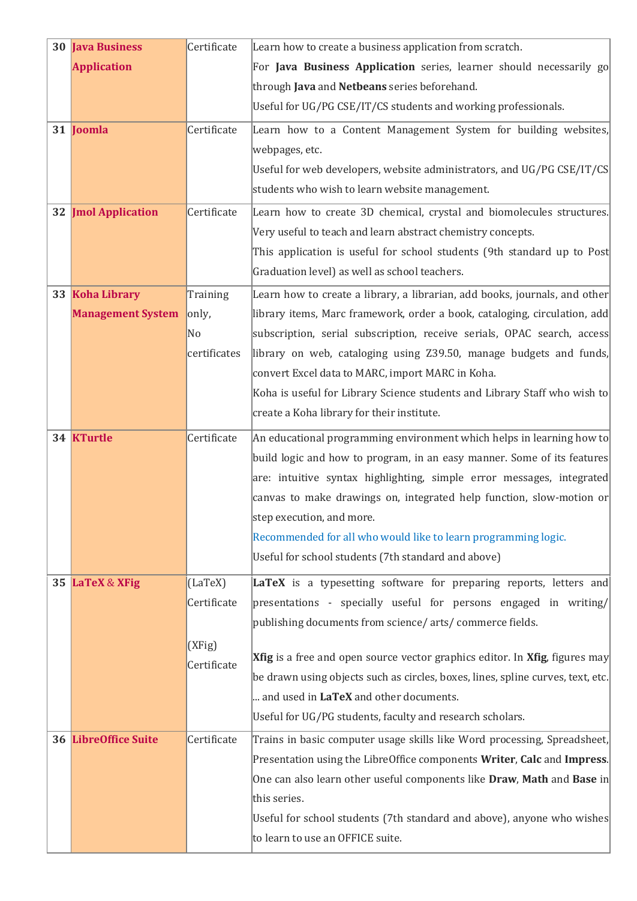| | | | |
|---|---|---|---|
| 30 | **Java Business Application** | Certificate | Learn how to create a business application from scratch.<br>For **Java Business Application** series, learner should necessarily go through **Java** and **Netbeans** series beforehand.<br>Useful for UG/PG CSE/IT/CS students and working professionals. |
| 31 | **Joomla** | Certificate | Learn how to a Content Management System for building websites, webpages, etc.<br>Useful for web developers, website administrators, and UG/PG CSE/IT/CS students who wish to learn website management. |
| 32 | **Jmol Application** | Certificate | Learn how to create 3D chemical, crystal and biomolecules structures. Very useful to teach and learn abstract chemistry concepts.<br>This application is useful for school students (9th standard up to Post Graduation level) as well as school teachers. |
| 33 | **Koha Library Management System** | Training only, No certificates | Learn how to create a library, a librarian, add books, journals, and other library items, Marc framework, order a book, cataloging, circulation, add subscription, serial subscription, receive serials, OPAC search, access library on web, cataloging using Z39.50, manage budgets and funds, convert Excel data to MARC, import MARC in Koha.<br>Koha is useful for Library Science students and Library Staff who wish to create a Koha library for their institute. |
| 34 | **KTurtle** | Certificate | An educational programming environment which helps in learning how to build logic and how to program, in an easy manner. Some of its features are: intuitive syntax highlighting, simple error messages, integrated canvas to make drawings on, integrated help function, slow-motion or step execution, and more.<br>Recommended for all who would like to learn programming logic.<br>Useful for school students (7th standard and above) |
| 35 | **LaTeX** & **XFig** | (LaTeX) Certificate<br><br>(XFig) Certificate | **LaTeX** is a typesetting software for preparing reports, letters and presentations - specially useful for persons engaged in writing/ publishing documents from science/ arts/ commerce fields.<br><br>**Xfig** is a free and open source vector graphics editor. In **Xfig**, figures may be drawn using objects such as circles, boxes, lines, spline curves, text, etc. ... and used in **LaTeX** and other documents.<br>Useful for UG/PG students, faculty and research scholars. |
| 36 | **LibreOffice Suite** | Certificate | Trains in basic computer usage skills like Word processing, Spreadsheet, Presentation using the LibreOffice components **Writer**, **Calc** and **Impress**. One can also learn other useful components like **Draw**, **Math** and **Base** in this series.<br>Useful for school students (7th standard and above), anyone who wishes to learn to use an OFFICE suite. |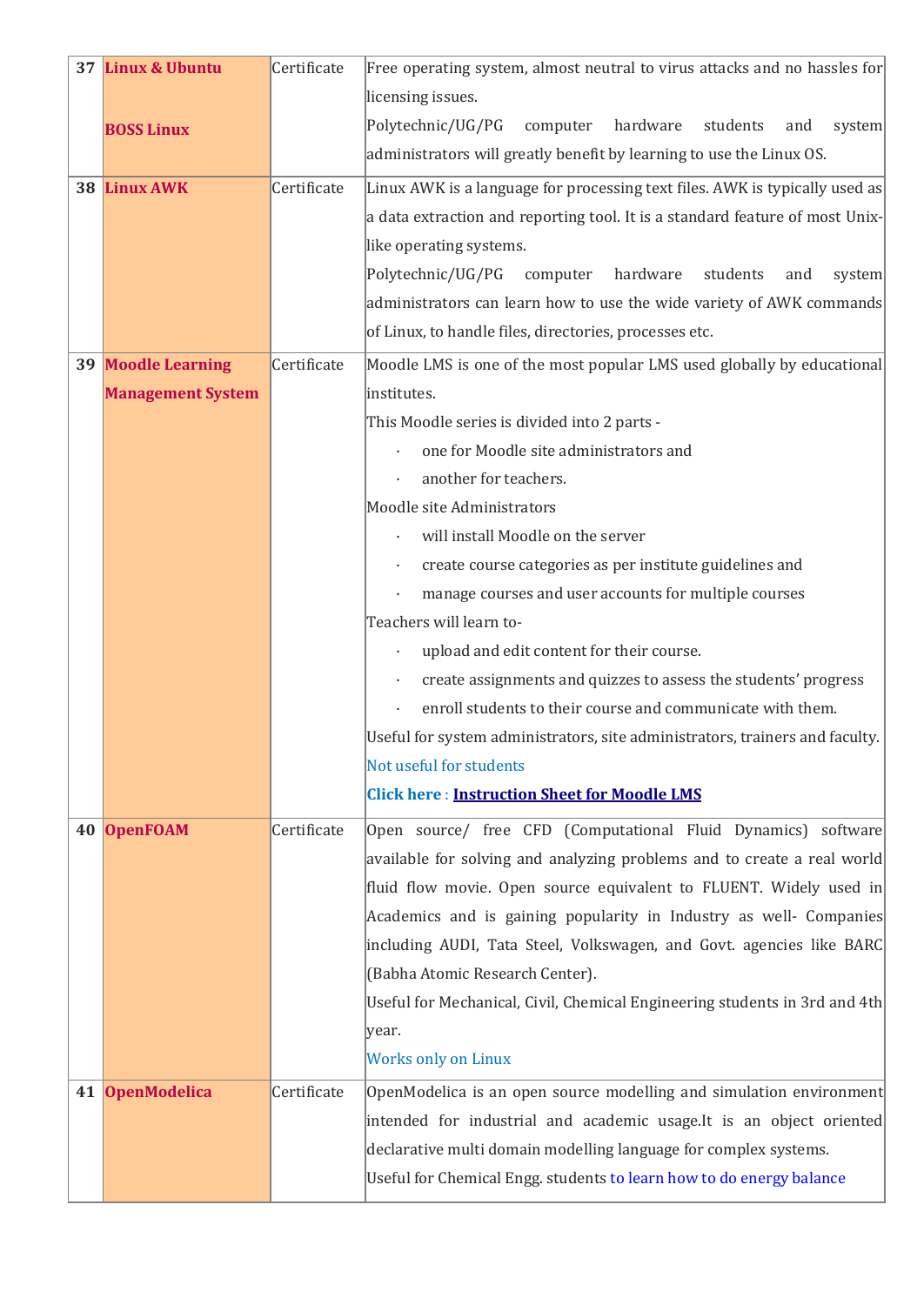| 37 | **Linux & Ubuntu**<br><br>**BOSS Linux** | Certificate | Free operating system, almost neutral to virus attacks and no hassles for licensing issues.<br>Polytechnic/UG/PG computer hardware students and system administrators will greatly benefit by learning to use the Linux OS. |
|---|---|---|---|
| 38 | **Linux AWK** | Certificate | Linux AWK is a language for processing text files. AWK is typically used as a data extraction and reporting tool. It is a standard feature of most Unix-like operating systems.<br>Polytechnic/UG/PG computer hardware students and system administrators can learn how to use the wide variety of AWK commands of Linux, to handle files, directories, processes etc. |
| 39 | **Moodle Learning Management System** | Certificate | Moodle LMS is one of the most popular LMS used globally by educational institutes.<br>This Moodle series is divided into 2 parts -<br>· one for Moodle site administrators and<br>· another for teachers.<br>Moodle site Administrators<br>· will install Moodle on the server<br>· create course categories as per institute guidelines and<br>· manage courses and user accounts for multiple courses<br>Teachers will learn to-<br>· upload and edit content for their course.<br>· create assignments and quizzes to assess the students' progress<br>· enroll students to their course and communicate with them.<br>Useful for system administrators, site administrators, trainers and faculty.<br>Not useful for students<br>**Click here** : **Instruction Sheet for Moodle LMS** |
| 40 | **OpenFOAM** | Certificate | Open source/ free CFD (Computational Fluid Dynamics) software available for solving and analyzing problems and to create a real world fluid flow movie. Open source equivalent to FLUENT. Widely used in Academics and is gaining popularity in Industry as well- Companies including AUDI, Tata Steel, Volkswagen, and Govt. agencies like BARC (Babha Atomic Research Center).<br>Useful for Mechanical, Civil, Chemical Engineering students in 3rd and 4th year.<br>Works only on Linux |
| 41 | **OpenModelica** | Certificate | OpenModelica is an open source modelling and simulation environment intended for industrial and academic usage.It is an object oriented declarative multi domain modelling language for complex systems.<br>Useful for Chemical Engg. students to learn how to do energy balance |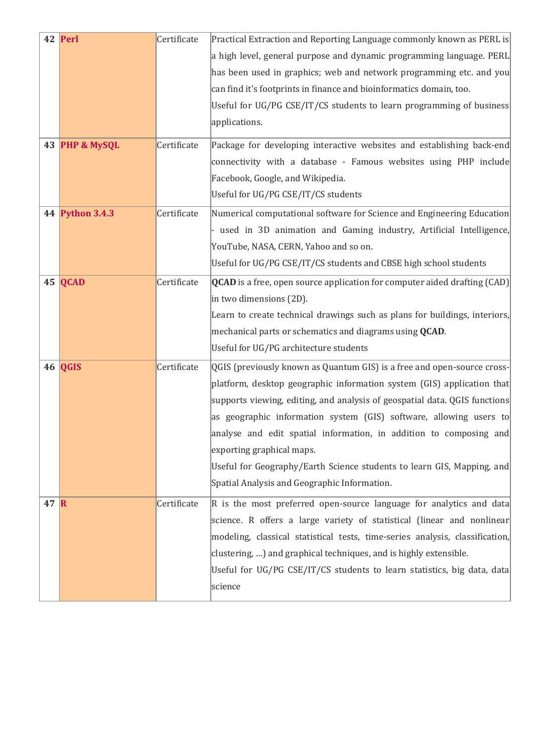| 42 | **Perl** | Certificate | Practical Extraction and Reporting Language commonly known as PERL is a high level, general purpose and dynamic programming language. PERL has been used in graphics; web and network programming etc. and you can find it's footprints in finance and bioinformatics domain, too.<br>Useful for UG/PG CSE/IT/CS students to learn programming of business applications. |
|---|---|---|---|
| 43 | **PHP & MySQL** | Certificate | Package for developing interactive websites and establishing back-end connectivity with a database - Famous websites using PHP include Facebook, Google, and Wikipedia.<br>Useful for UG/PG CSE/IT/CS students |
| 44 | **Python 3.4.3** | Certificate | Numerical computational software for Science and Engineering Education - used in 3D animation and Gaming industry, Artificial Intelligence, YouTube, NASA, CERN, Yahoo and so on.<br>Useful for UG/PG CSE/IT/CS students and CBSE high school students |
| 45 | **QCAD** | Certificate | **QCAD** is a free, open source application for computer aided drafting (CAD) in two dimensions (2D).<br>Learn to create technical drawings such as plans for buildings, interiors, mechanical parts or schematics and diagrams using **QCAD**.<br>Useful for UG/PG architecture students |
| 46 | **QGIS** | Certificate | QGIS (previously known as Quantum GIS) is a free and open-source cross-platform, desktop geographic information system (GIS) application that supports viewing, editing, and analysis of geospatial data. QGIS functions as geographic information system (GIS) software, allowing users to analyse and edit spatial information, in addition to composing and exporting graphical maps.<br>Useful for Geography/Earth Science students to learn GIS, Mapping, and Spatial Analysis and Geographic Information. |
| 47 | **R** | Certificate | R is the most preferred open-source language for analytics and data science. R offers a large variety of statistical (linear and nonlinear modeling, classical statistical tests, time-series analysis, classification, clustering, …) and graphical techniques, and is highly extensible.<br>Useful for UG/PG CSE/IT/CS students to learn statistics, big data, data science |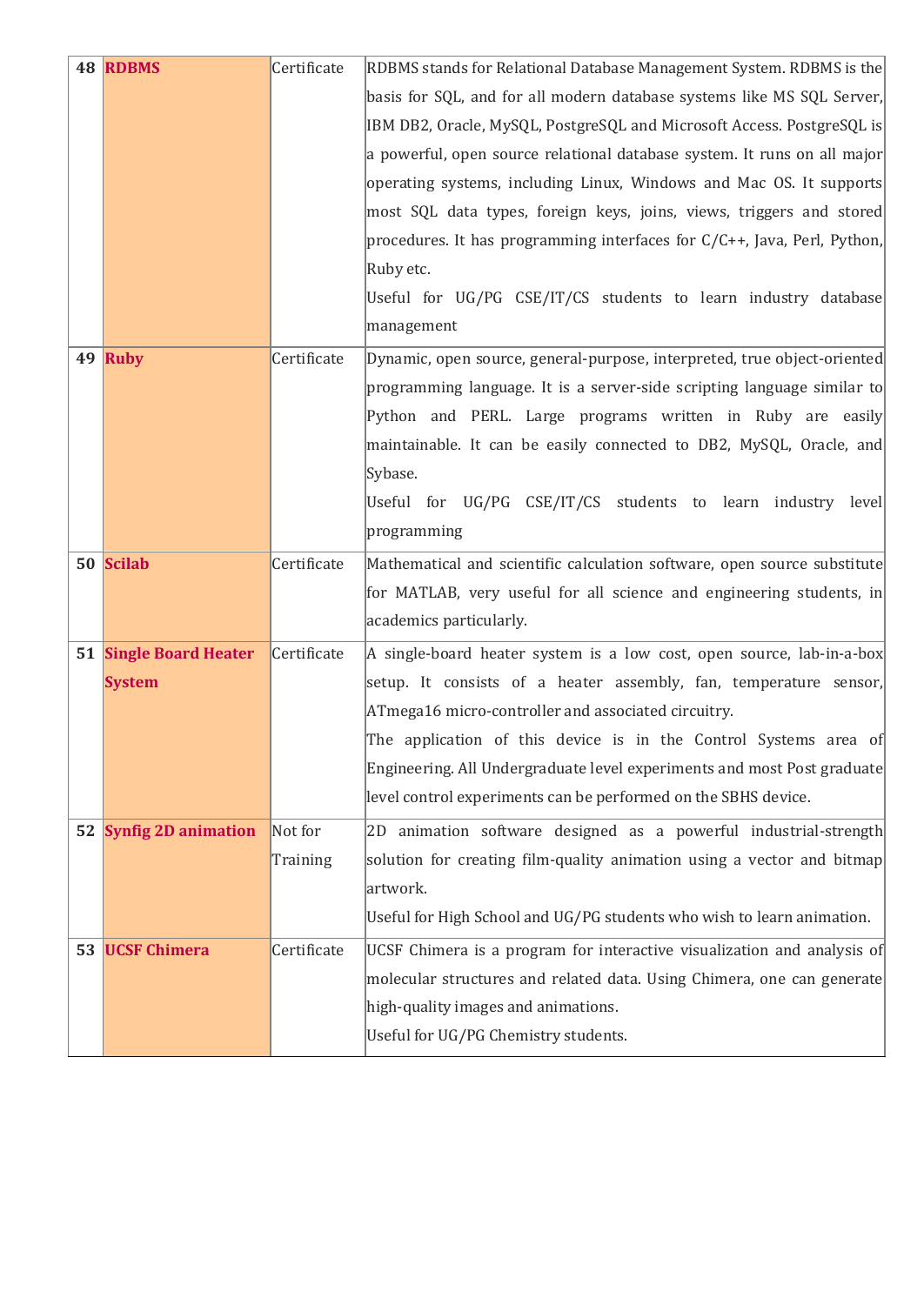| 48 | **RDBMS** | Certificate | RDBMS stands for Relational Database Management System. RDBMS is the basis for SQL, and for all modern database systems like MS SQL Server, IBM DB2, Oracle, MySQL, PostgreSQL and Microsoft Access. PostgreSQL is a powerful, open source relational database system. It runs on all major operating systems, including Linux, Windows and Mac OS. It supports most SQL data types, foreign keys, joins, views, triggers and stored procedures. It has programming interfaces for C/C++, Java, Perl, Python, Ruby etc.<br>Useful for UG/PG CSE/IT/CS students to learn industry database management |
|---|---|---|---|
| 49 | **Ruby** | Certificate | Dynamic, open source, general-purpose, interpreted, true object-oriented programming language. It is a server-side scripting language similar to Python and PERL. Large programs written in Ruby are easily maintainable. It can be easily connected to DB2, MySQL, Oracle, and Sybase.<br>Useful for UG/PG CSE/IT/CS students to learn industry level programming |
| 50 | **Scilab** | Certificate | Mathematical and scientific calculation software, open source substitute for MATLAB, very useful for all science and engineering students, in academics particularly. |
| 51 | **Single Board Heater System** | Certificate | A single-board heater system is a low cost, open source, lab-in-a-box setup. It consists of a heater assembly, fan, temperature sensor, ATmega16 micro-controller and associated circuitry.<br>The application of this device is in the Control Systems area of Engineering. All Undergraduate level experiments and most Post graduate level control experiments can be performed on the SBHS device. |
| 52 | **Synfig 2D animation** | Not for Training | 2D animation software designed as a powerful industrial-strength solution for creating film-quality animation using a vector and bitmap artwork.<br>Useful for High School and UG/PG students who wish to learn animation. |
| 53 | **UCSF Chimera** | Certificate | UCSF Chimera is a program for interactive visualization and analysis of molecular structures and related data. Using Chimera, one can generate high-quality images and animations.<br>Useful for UG/PG Chemistry students. |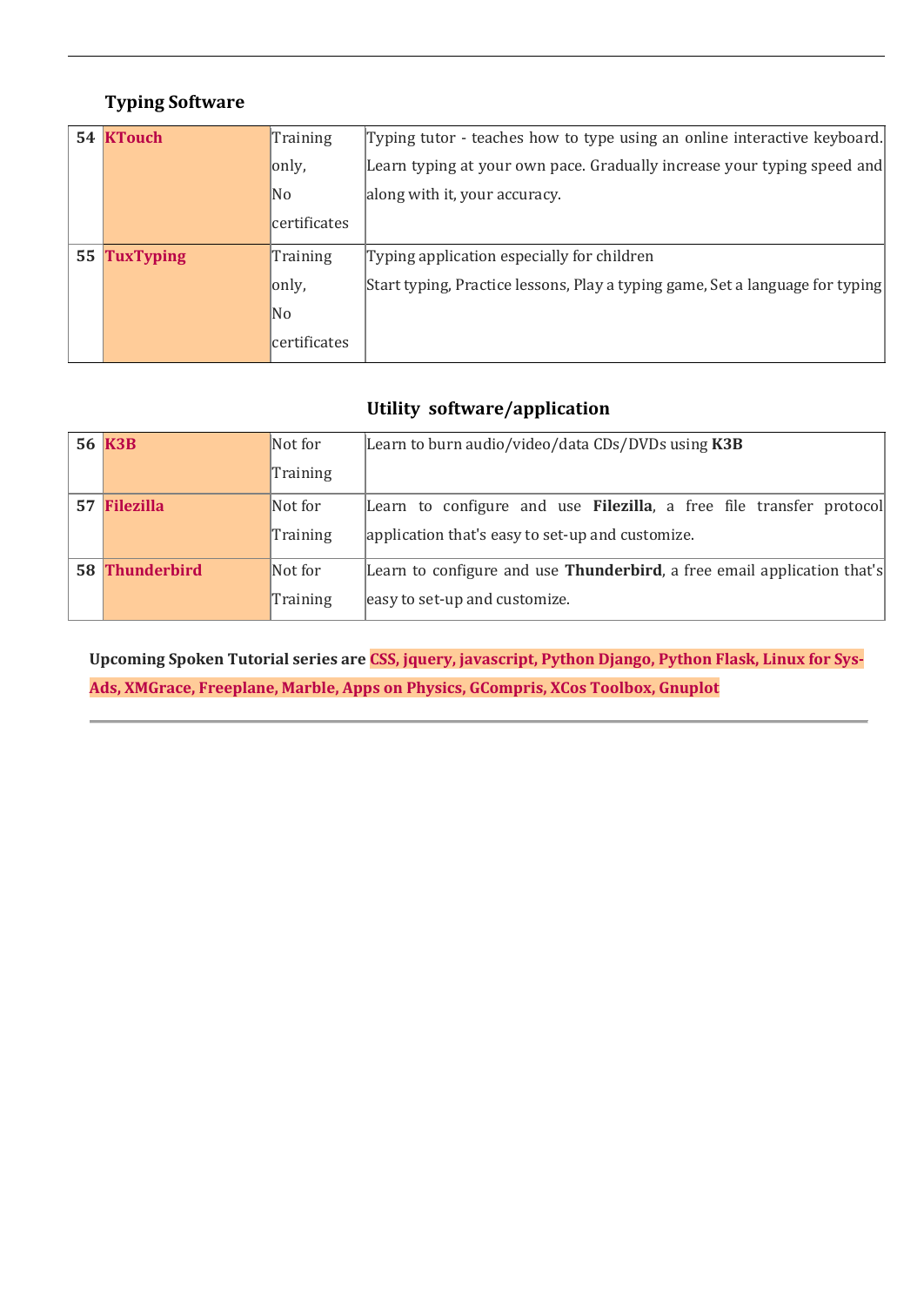### Typing Software

| | | | |
|---|---|---|---|
| 54 | **KTouch** | Training only, No certificates | Typing tutor - teaches how to type using an online interactive keyboard. Learn typing at your own pace. Gradually increase your typing speed and along with it, your accuracy. |
| 55 | **TuxTyping** | Training only, No certificates | Typing application especially for children<br>Start typing, Practice lessons, Play a typing game, Set a language for typing |

### Utility software/application

| | | | |
|---|---|---|---|
| 56 | **K3B** | Not for Training | Learn to burn audio/video/data CDs/DVDs using **K3B** |
| 57 | **Filezilla** | Not for Training | Learn to configure and use **Filezilla**, a free file transfer protocol application that's easy to set-up and customize. |
| 58 | **Thunderbird** | Not for Training | Learn to configure and use **Thunderbird**, a free email application that's easy to set-up and customize. |

**Upcoming Spoken Tutorial series are CSS, jquery, javascript, Python Django, Python Flask, Linux for Sys-Ads, XMGrace, Freeplane, Marble, Apps on Physics, GCompris, XCos Toolbox, Gnuplot**